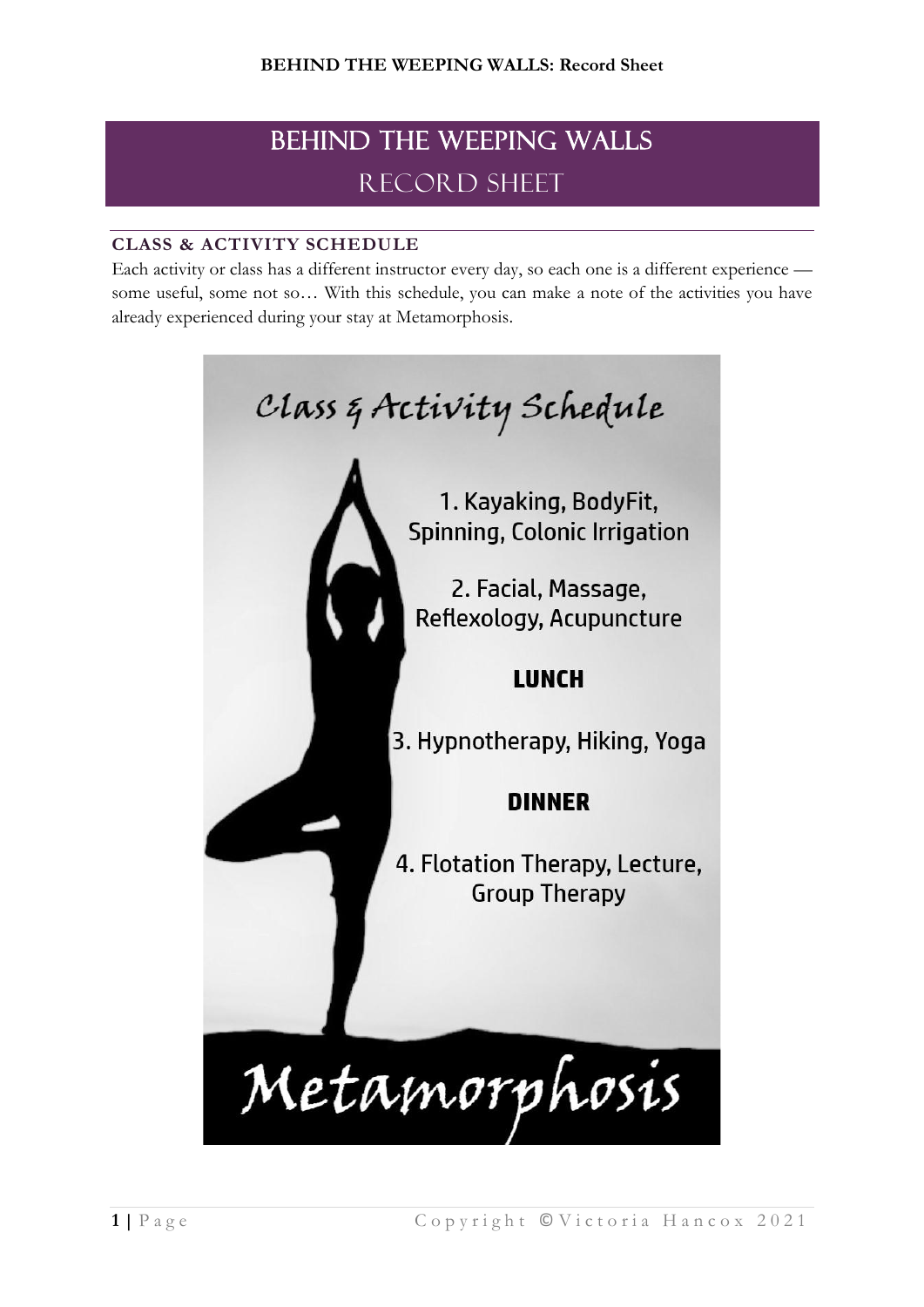# BEHIND THE WEEPING WALLS
## RECORD SHEET

### CLASS & ACTIVITY SCHEDULE

Each activity or class has a different instructor every day, so each one is a different experience — some useful, some not so… With this schedule, you can make a note of the activities you have already experienced during your stay at Metamorphosis.

Class & Activity Schedule

1. Kayaking, BodyFit, Spinning, Colonic Irrigation

2. Facial, Massage, Reflexology, Acupuncture

**LUNCH**

3. Hypnotherapy, Hiking, Yoga

**DINNER**

4. Flotation Therapy, Lecture, Group Therapy

Metamorphosis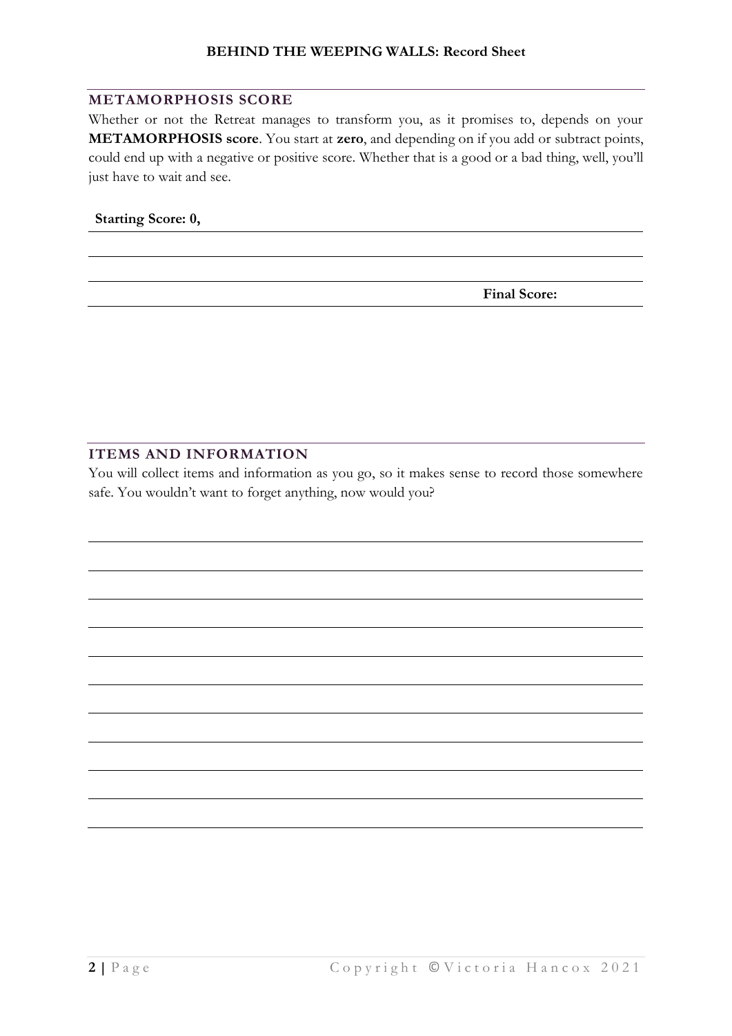## METAMORPHOSIS SCORE

Whether or not the Retreat manages to transform you, as it promises to, depends on your **METAMORPHOSIS score**. You start at **zero**, and depending on if you add or subtract points, could end up with a negative or positive score. Whether that is a good or a bad thing, well, you'll just have to wait and see.

**Starting Score: 0,**

**Final Score:**

## ITEMS AND INFORMATION

You will collect items and information as you go, so it makes sense to record those somewhere safe. You wouldn't want to forget anything, now would you?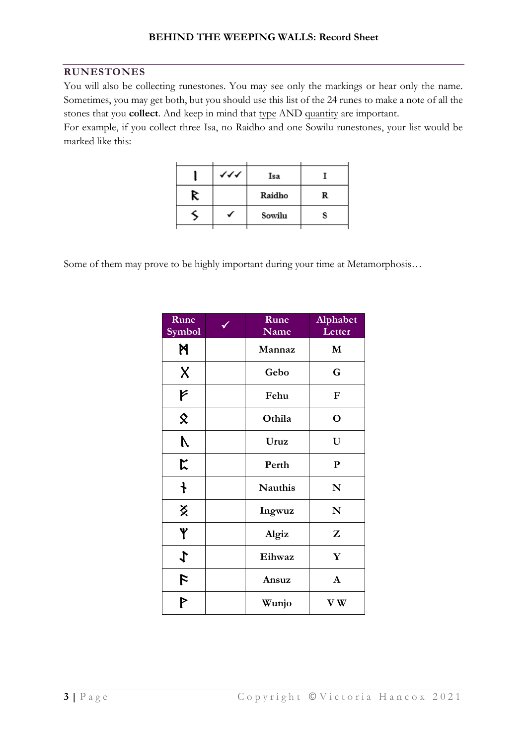## RUNESTONES

You will also be collecting runestones. You may see only the markings or hear only the name. Sometimes, you may get both, but you should use this list of the 24 runes to make a note of all the stones that you **collect**. And keep in mind that type AND quantity are important.

For example, if you collect three Isa, no Raidho and one Sowilu runestones, your list would be marked like this:

| | | | |
|---|---|---|---|
| ᛁ | ✓✓✓ | Isa | I |
| ᚱ | | Raidho | R |
| ᛊ | ✓ | Sowilu | S |

Some of them may prove to be highly important during your time at Metamorphosis…

| Rune Symbol | ✓ | Rune Name | Alphabet Letter |
|---|---|---|---|
| ᛗ | | **Mannaz** | **M** |
| ᚷ | | **Gebo** | **G** |
| ᚠ | | **Fehu** | **F** |
| ᛟ | | **Othila** | **O** |
| ᚢ | | **Uruz** | **U** |
| ᛈ | | **Perth** | **P** |
| ᚾ | | **Nauthis** | **N** |
| ᛝ | | **Ingwuz** | **N** |
| ᛉ | | **Algiz** | **Z** |
| ᛇ | | **Eihwaz** | **Y** |
| ᚨ | | **Ansuz** | **A** |
| ᚹ | | **Wunjo** | **V W** |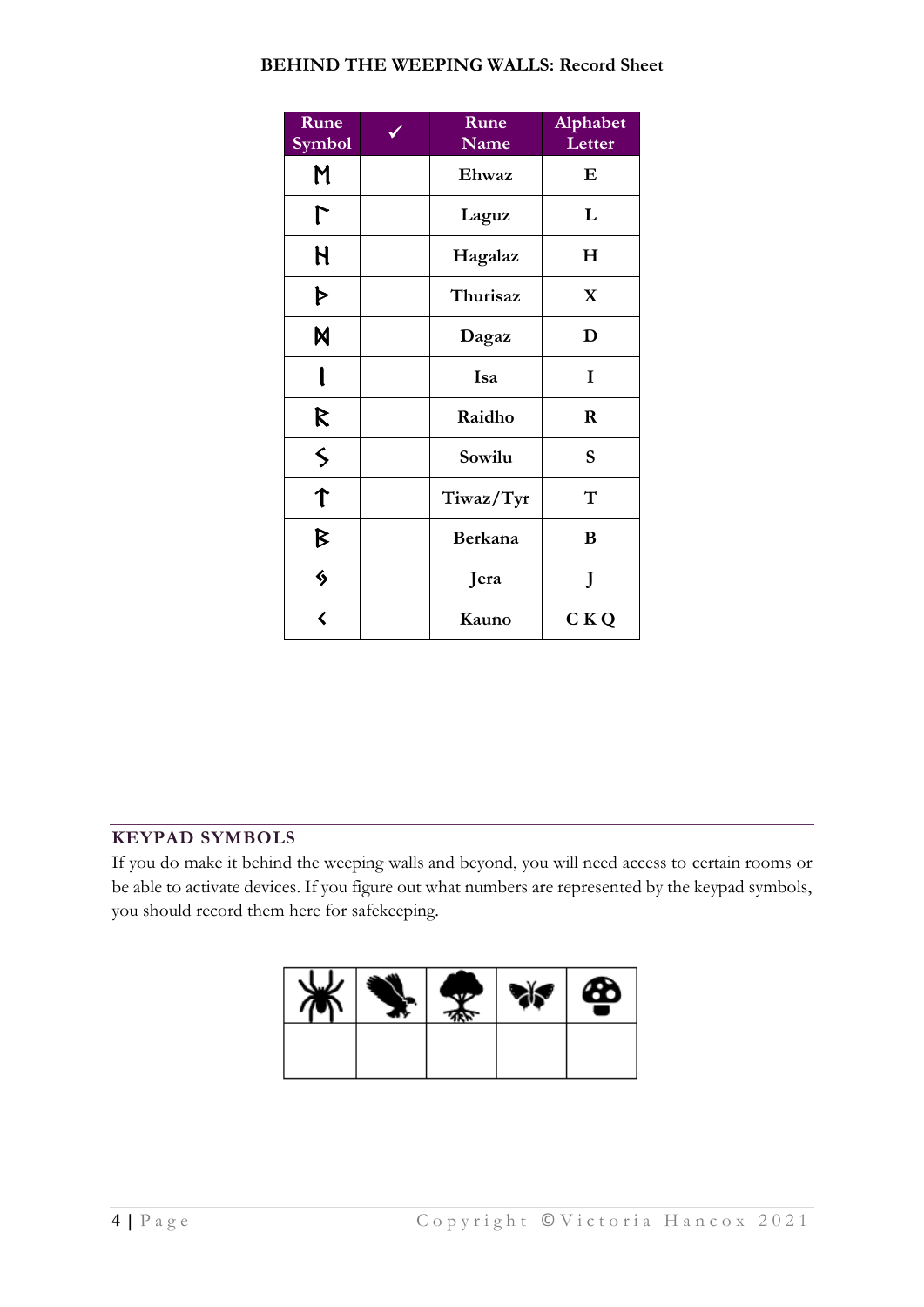**BEHIND THE WEEPING WALLS: Record Sheet**

| Rune Symbol | ✓ | Rune Name | Alphabet Letter |
|---|---|---|---|
| ᛗ | | **Ehwaz** | **E** |
| ᛚ | | **Laguz** | **L** |
| ᚺ | | **Hagalaz** | **H** |
| ᚦ | | **Thurisaz** | **X** |
| ᛞ | | **Dagaz** | **D** |
| ᛁ | | **Isa** | **I** |
| ᚱ | | **Raidho** | **R** |
| ᛊ | | **Sowilu** | **S** |
| ᛏ | | **Tiwaz/Tyr** | **T** |
| ᛒ | | **Berkana** | **B** |
| ᛃ | | **Jera** | **J** |
| ᚲ | | **Kauno** | **C K Q** |

## KEYPAD SYMBOLS

If you do make it behind the weeping walls and beyond, you will need access to certain rooms or be able to activate devices. If you figure out what numbers are represented by the keypad symbols, you should record them here for safekeeping.

| Spider | Eagle | Tree | Butterfly | Mushroom |
|---|---|---|---|---|
| | | | | |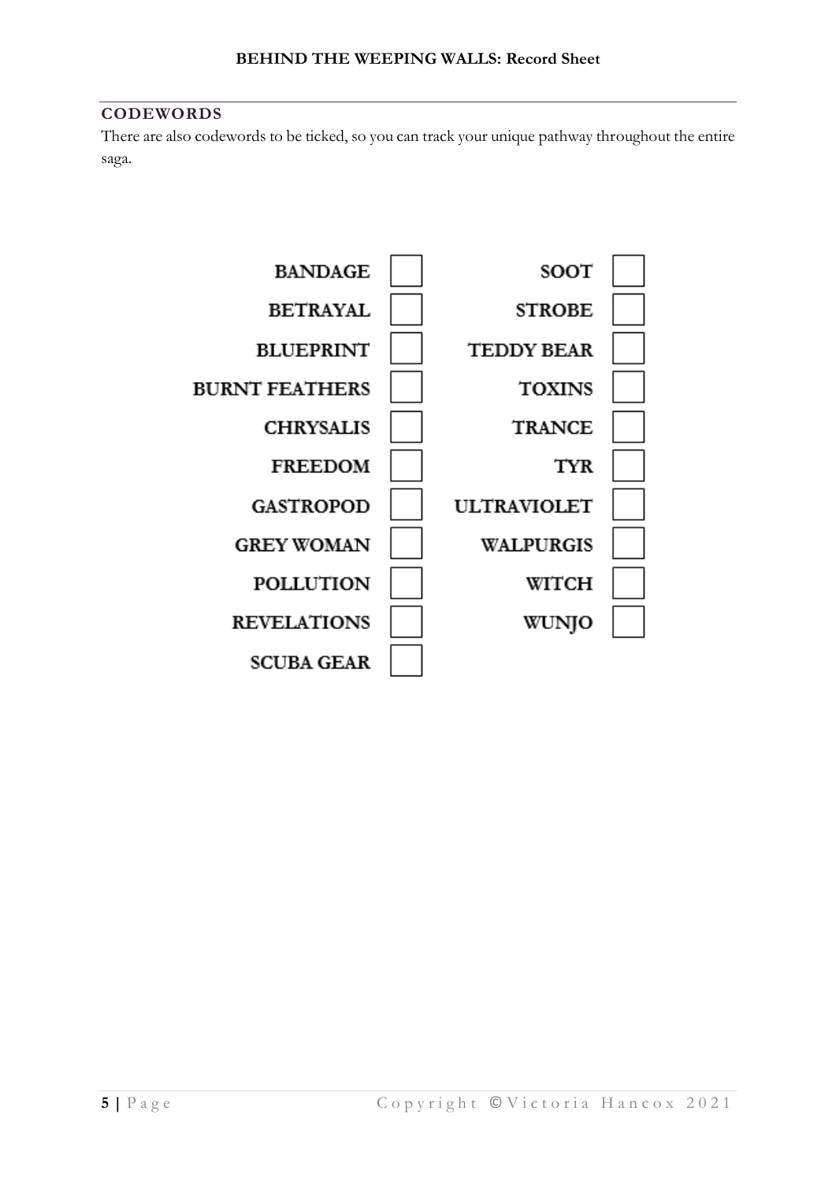## CODEWORDS

There are also codewords to be ticked, so you can track your unique pathway throughout the entire saga.

| | | | |
|---|---|---|---|
| BANDAGE | ☐ | SOOT | ☐ |
| BETRAYAL | ☐ | STROBE | ☐ |
| BLUEPRINT | ☐ | TEDDY BEAR | ☐ |
| BURNT FEATHERS | ☐ | TOXINS | ☐ |
| CHRYSALIS | ☐ | TRANCE | ☐ |
| FREEDOM | ☐ | TYR | ☐ |
| GASTROPOD | ☐ | ULTRAVIOLET | ☐ |
| GREY WOMAN | ☐ | WALPURGIS | ☐ |
| POLLUTION | ☐ | WITCH | ☐ |
| REVELATIONS | ☐ | WUNJO | ☐ |
| SCUBA GEAR | ☐ | | |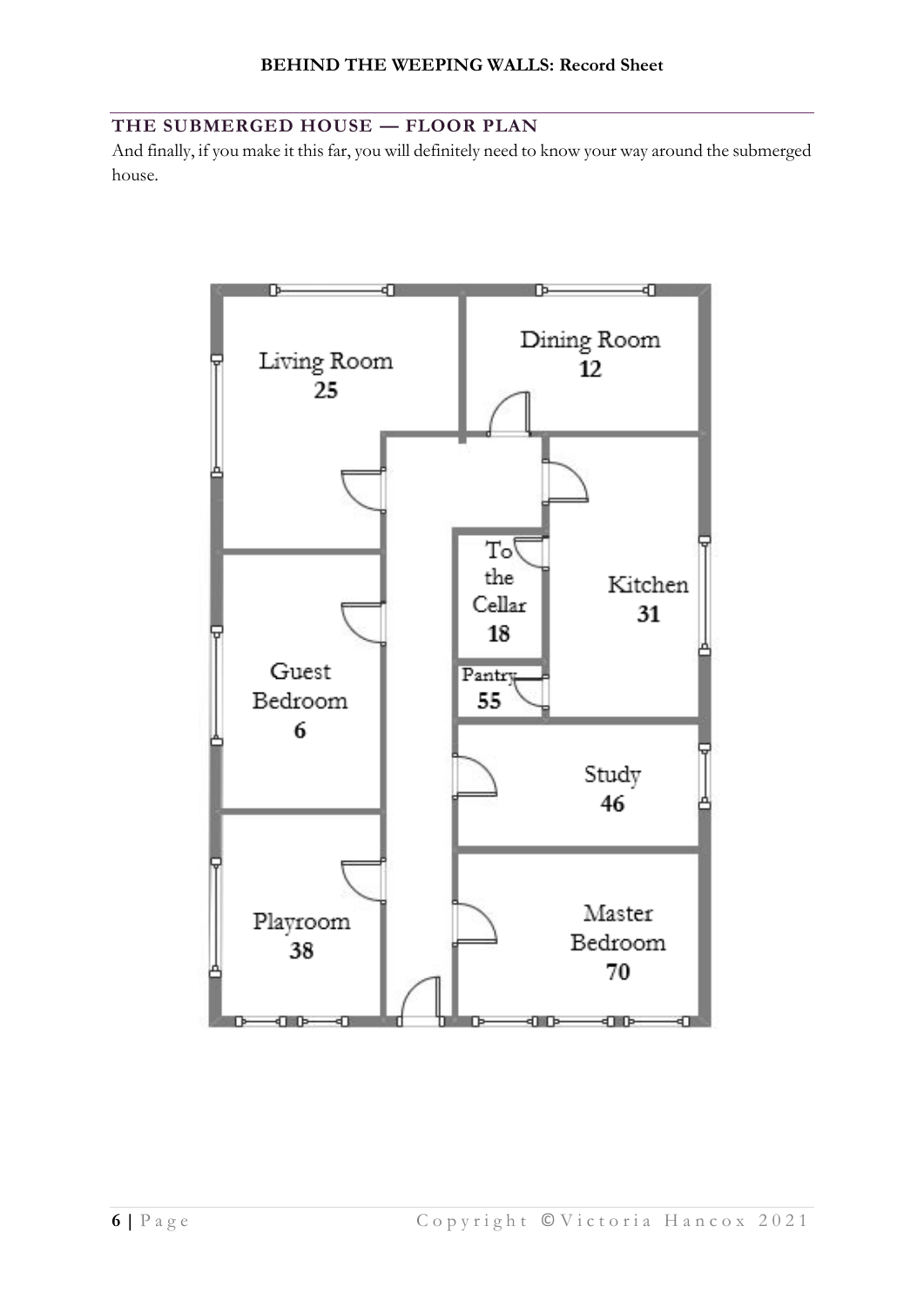## THE SUBMERGED HOUSE — FLOOR PLAN

And finally, if you make it this far, you will definitely need to know your way around the submerged house.

Living Room
25

Dining Room
12

To the Cellar
18

Kitchen
31

Guest Bedroom
6

Pantry
55

Study
46

Playroom
38

Master Bedroom
70